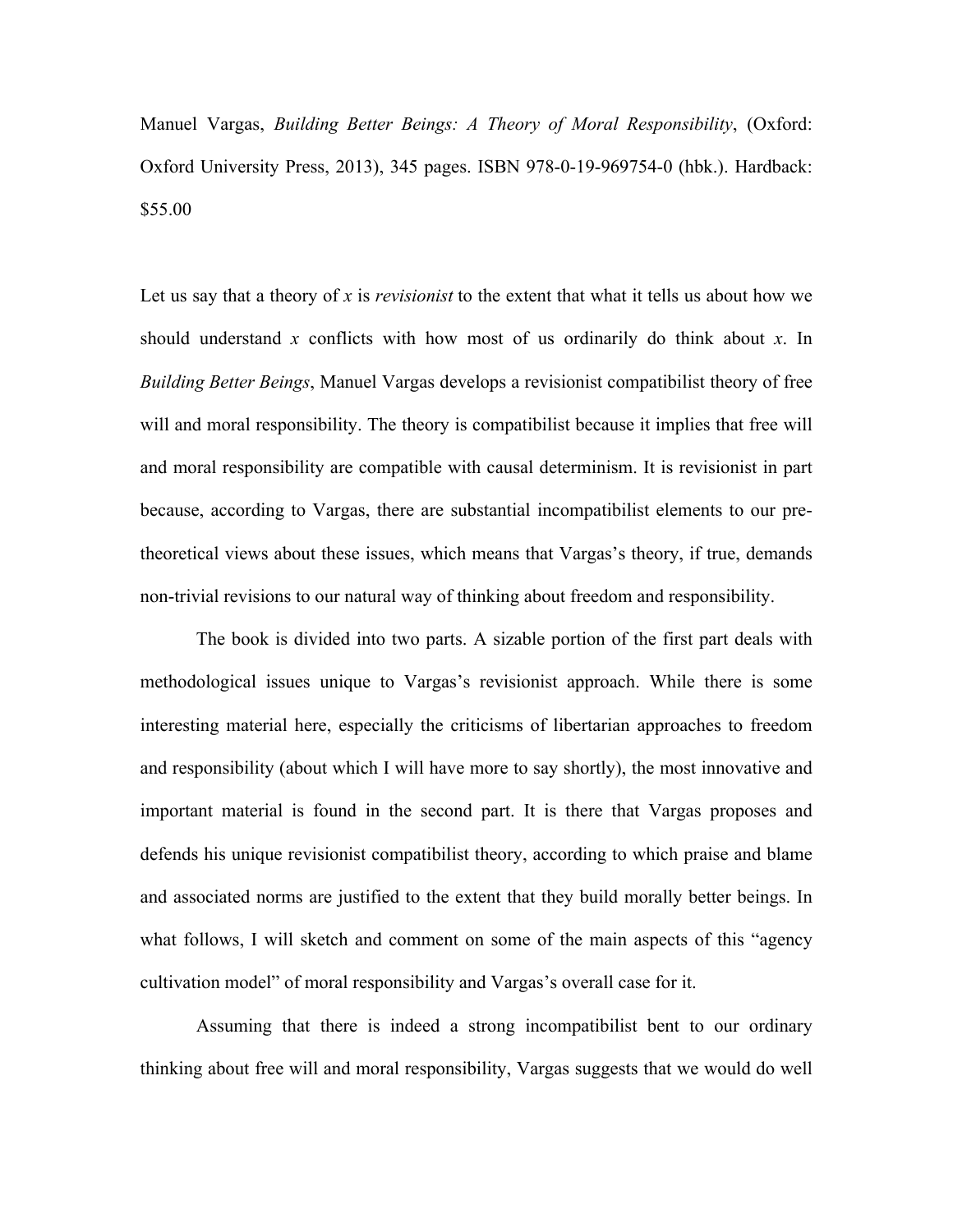Manuel Vargas, *Building Better Beings: A Theory of Moral Responsibility*, (Oxford: Oxford University Press, 2013), 345 pages. ISBN 978-0-19-969754-0 (hbk.). Hardback: $55.00

Let us say that a theory of *x* is *revisionist* to the extent that what it tells us about how we should understand *x* conflicts with how most of us ordinarily do think about *x*. In *Building Better Beings*, Manuel Vargas develops a revisionist compatibilist theory of free will and moral responsibility. The theory is compatibilist because it implies that free will and moral responsibility are compatible with causal determinism. It is revisionist in part because, according to Vargas, there are substantial incompatibilist elements to our pre-theoretical views about these issues, which means that Vargas's theory, if true, demands non-trivial revisions to our natural way of thinking about freedom and responsibility.

The book is divided into two parts. A sizable portion of the first part deals with methodological issues unique to Vargas's revisionist approach. While there is some interesting material here, especially the criticisms of libertarian approaches to freedom and responsibility (about which I will have more to say shortly), the most innovative and important material is found in the second part. It is there that Vargas proposes and defends his unique revisionist compatibilist theory, according to which praise and blame and associated norms are justified to the extent that they build morally better beings. In what follows, I will sketch and comment on some of the main aspects of this "agency cultivation model" of moral responsibility and Vargas's overall case for it.

Assuming that there is indeed a strong incompatibilist bent to our ordinary thinking about free will and moral responsibility, Vargas suggests that we would do well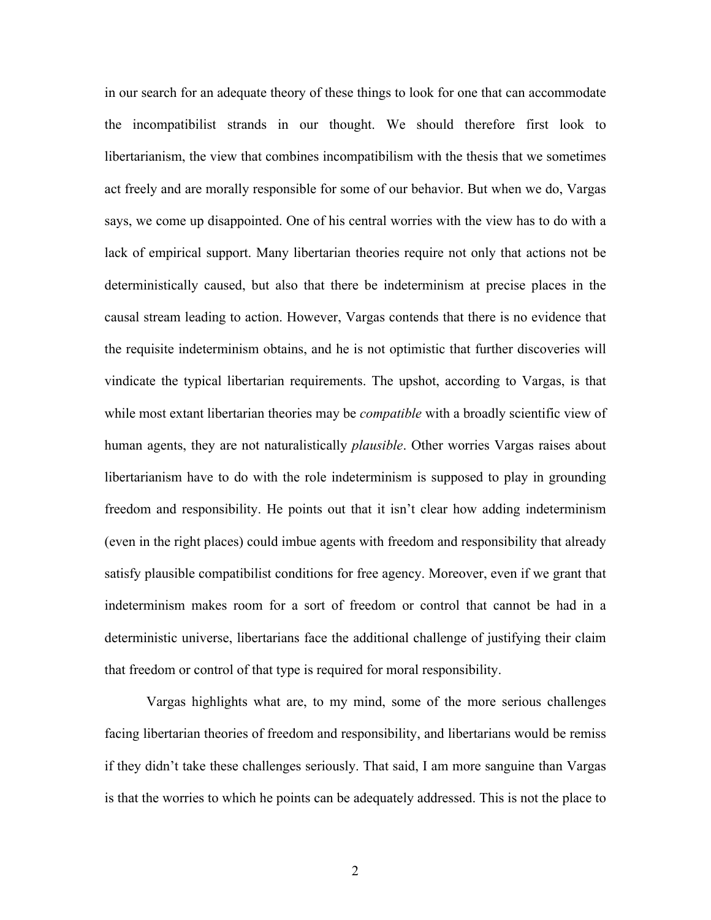in our search for an adequate theory of these things to look for one that can accommodate the incompatibilist strands in our thought. We should therefore first look to libertarianism, the view that combines incompatibilism with the thesis that we sometimes act freely and are morally responsible for some of our behavior. But when we do, Vargas says, we come up disappointed. One of his central worries with the view has to do with a lack of empirical support. Many libertarian theories require not only that actions not be deterministically caused, but also that there be indeterminism at precise places in the causal stream leading to action. However, Vargas contends that there is no evidence that the requisite indeterminism obtains, and he is not optimistic that further discoveries will vindicate the typical libertarian requirements. The upshot, according to Vargas, is that while most extant libertarian theories may be *compatible* with a broadly scientific view of human agents, they are not naturalistically *plausible*. Other worries Vargas raises about libertarianism have to do with the role indeterminism is supposed to play in grounding freedom and responsibility. He points out that it isn't clear how adding indeterminism (even in the right places) could imbue agents with freedom and responsibility that already satisfy plausible compatibilist conditions for free agency. Moreover, even if we grant that indeterminism makes room for a sort of freedom or control that cannot be had in a deterministic universe, libertarians face the additional challenge of justifying their claim that freedom or control of that type is required for moral responsibility.

Vargas highlights what are, to my mind, some of the more serious challenges facing libertarian theories of freedom and responsibility, and libertarians would be remiss if they didn't take these challenges seriously. That said, I am more sanguine than Vargas is that the worries to which he points can be adequately addressed. This is not the place to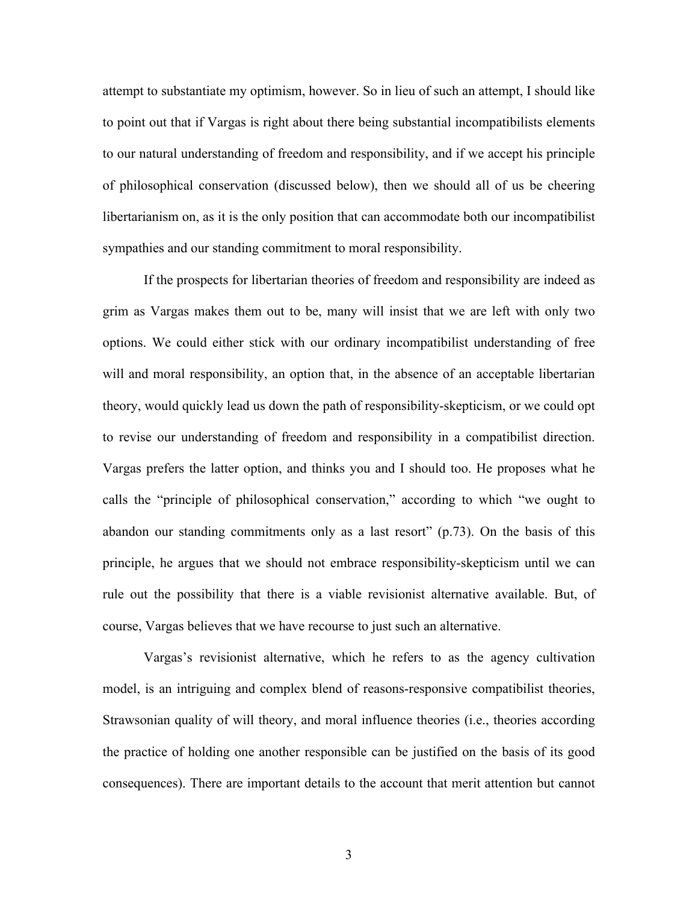attempt to substantiate my optimism, however. So in lieu of such an attempt, I should like to point out that if Vargas is right about there being substantial incompatibilists elements to our natural understanding of freedom and responsibility, and if we accept his principle of philosophical conservation (discussed below), then we should all of us be cheering libertarianism on, as it is the only position that can accommodate both our incompatibilist sympathies and our standing commitment to moral responsibility.

If the prospects for libertarian theories of freedom and responsibility are indeed as grim as Vargas makes them out to be, many will insist that we are left with only two options. We could either stick with our ordinary incompatibilist understanding of free will and moral responsibility, an option that, in the absence of an acceptable libertarian theory, would quickly lead us down the path of responsibility-skepticism, or we could opt to revise our understanding of freedom and responsibility in a compatibilist direction. Vargas prefers the latter option, and thinks you and I should too. He proposes what he calls the "principle of philosophical conservation," according to which "we ought to abandon our standing commitments only as a last resort" (p.73). On the basis of this principle, he argues that we should not embrace responsibility-skepticism until we can rule out the possibility that there is a viable revisionist alternative available. But, of course, Vargas believes that we have recourse to just such an alternative.

Vargas's revisionist alternative, which he refers to as the agency cultivation model, is an intriguing and complex blend of reasons-responsive compatibilist theories, Strawsonian quality of will theory, and moral influence theories (i.e., theories according the practice of holding one another responsible can be justified on the basis of its good consequences). There are important details to the account that merit attention but cannot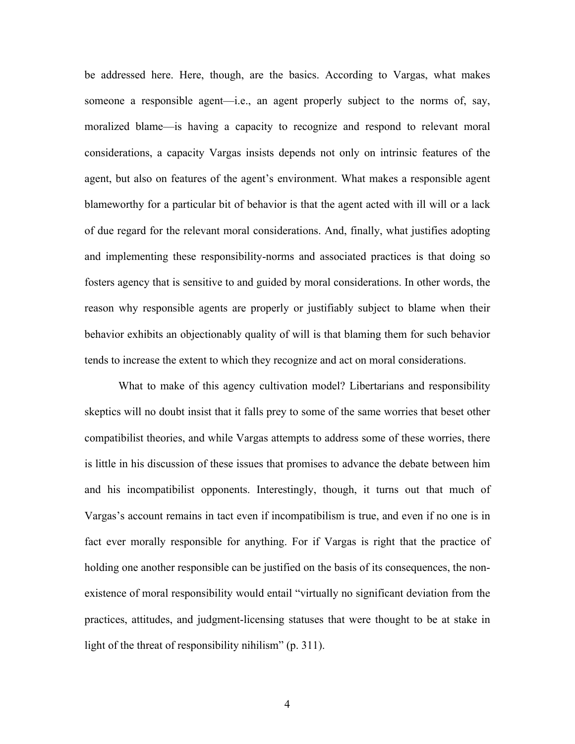be addressed here. Here, though, are the basics. According to Vargas, what makes someone a responsible agent—i.e., an agent properly subject to the norms of, say, moralized blame—is having a capacity to recognize and respond to relevant moral considerations, a capacity Vargas insists depends not only on intrinsic features of the agent, but also on features of the agent's environment. What makes a responsible agent blameworthy for a particular bit of behavior is that the agent acted with ill will or a lack of due regard for the relevant moral considerations. And, finally, what justifies adopting and implementing these responsibility-norms and associated practices is that doing so fosters agency that is sensitive to and guided by moral considerations. In other words, the reason why responsible agents are properly or justifiably subject to blame when their behavior exhibits an objectionably quality of will is that blaming them for such behavior tends to increase the extent to which they recognize and act on moral considerations.

What to make of this agency cultivation model? Libertarians and responsibility skeptics will no doubt insist that it falls prey to some of the same worries that beset other compatibilist theories, and while Vargas attempts to address some of these worries, there is little in his discussion of these issues that promises to advance the debate between him and his incompatibilist opponents. Interestingly, though, it turns out that much of Vargas's account remains in tact even if incompatibilism is true, and even if no one is in fact ever morally responsible for anything. For if Vargas is right that the practice of holding one another responsible can be justified on the basis of its consequences, the non-existence of moral responsibility would entail "virtually no significant deviation from the practices, attitudes, and judgment-licensing statuses that were thought to be at stake in light of the threat of responsibility nihilism" (p. 311).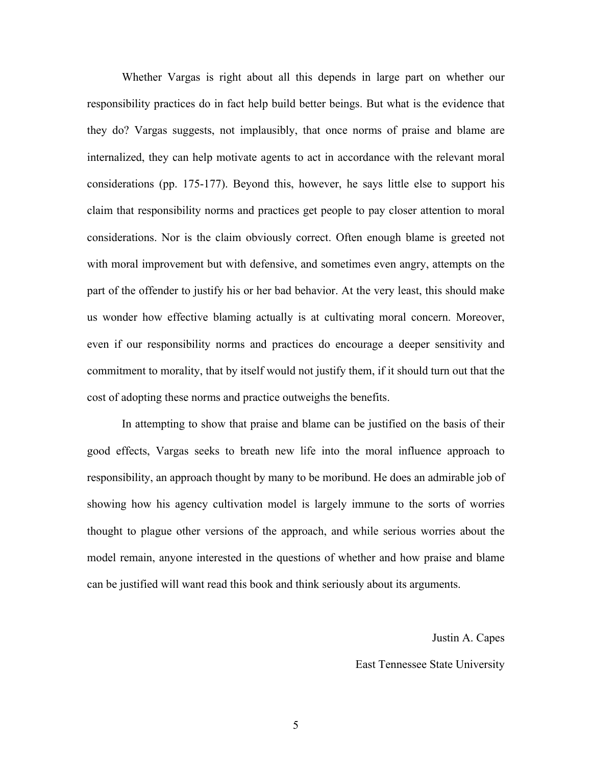Whether Vargas is right about all this depends in large part on whether our responsibility practices do in fact help build better beings. But what is the evidence that they do? Vargas suggests, not implausibly, that once norms of praise and blame are internalized, they can help motivate agents to act in accordance with the relevant moral considerations (pp. 175-177). Beyond this, however, he says little else to support his claim that responsibility norms and practices get people to pay closer attention to moral considerations. Nor is the claim obviously correct. Often enough blame is greeted not with moral improvement but with defensive, and sometimes even angry, attempts on the part of the offender to justify his or her bad behavior. At the very least, this should make us wonder how effective blaming actually is at cultivating moral concern. Moreover, even if our responsibility norms and practices do encourage a deeper sensitivity and commitment to morality, that by itself would not justify them, if it should turn out that the cost of adopting these norms and practice outweighs the benefits.

In attempting to show that praise and blame can be justified on the basis of their good effects, Vargas seeks to breath new life into the moral influence approach to responsibility, an approach thought by many to be moribund. He does an admirable job of showing how his agency cultivation model is largely immune to the sorts of worries thought to plague other versions of the approach, and while serious worries about the model remain, anyone interested in the questions of whether and how praise and blame can be justified will want read this book and think seriously about its arguments.

Justin A. Capes

East Tennessee State University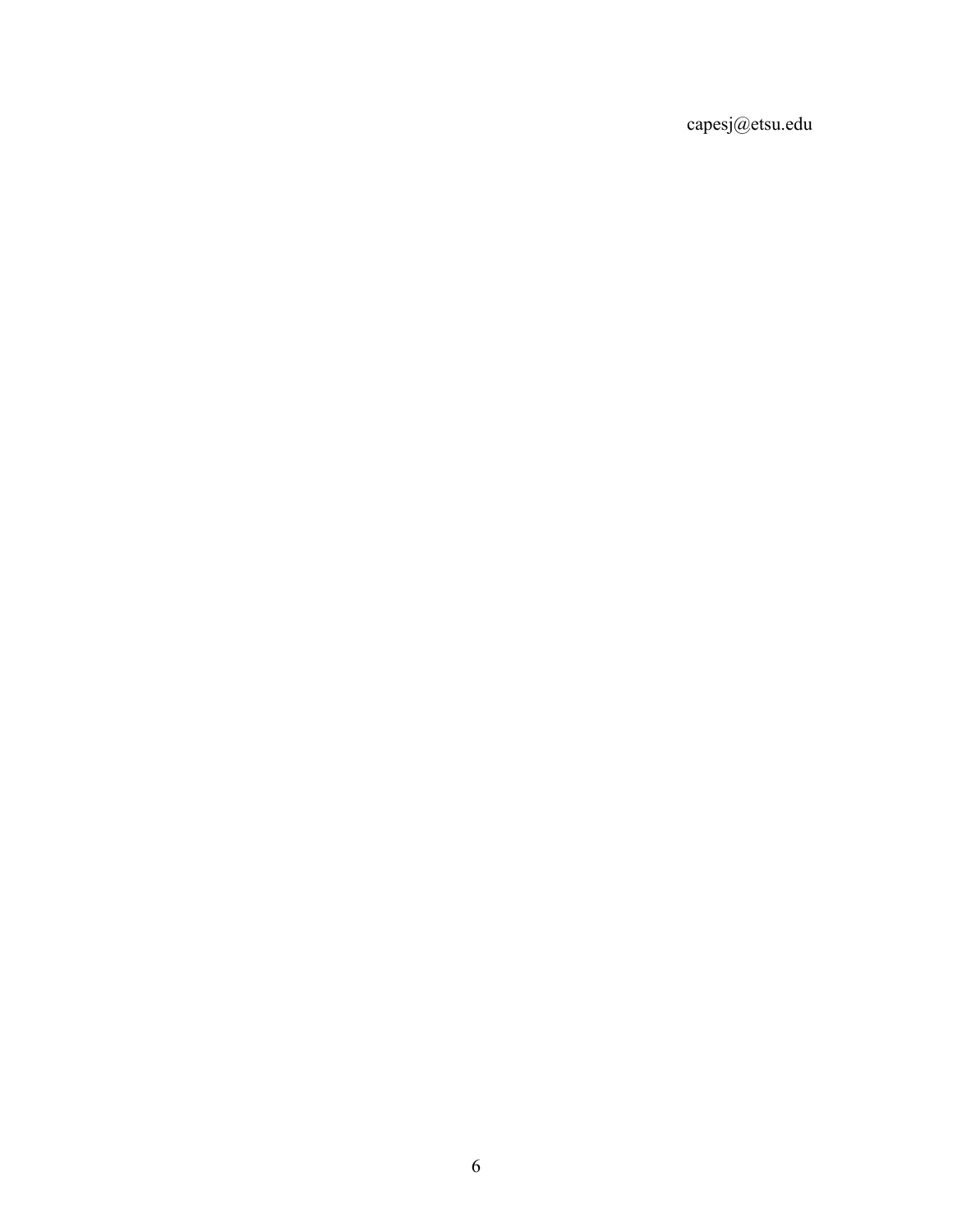capesj@etsu.edu